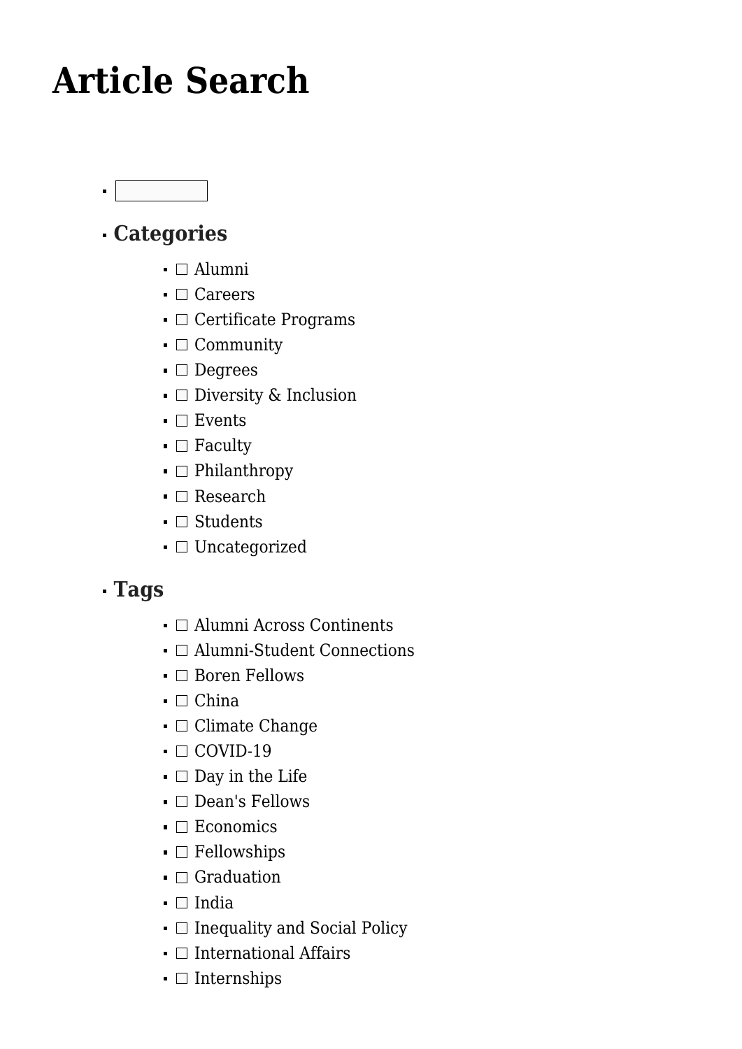# Article Search

- 
- ## Categories
  - ☐ Alumni
  - ☐ Careers
  - ☐ Certificate Programs
  - ☐ Community
  - ☐ Degrees
  - ☐ Diversity & Inclusion
  - ☐ Events
  - ☐ Faculty
  - ☐ Philanthropy
  - ☐ Research
  - ☐ Students
  - ☐ Uncategorized
- ## Tags
  - ☐ Alumni Across Continents
  - ☐ Alumni-Student Connections
  - ☐ Boren Fellows
  - ☐ China
  - ☐ Climate Change
  - ☐ COVID-19
  - ☐ Day in the Life
  - ☐ Dean's Fellows
  - ☐ Economics
  - ☐ Fellowships
  - ☐ Graduation
  - ☐ India
  - ☐ Inequality and Social Policy
  - ☐ International Affairs
  - ☐ Internships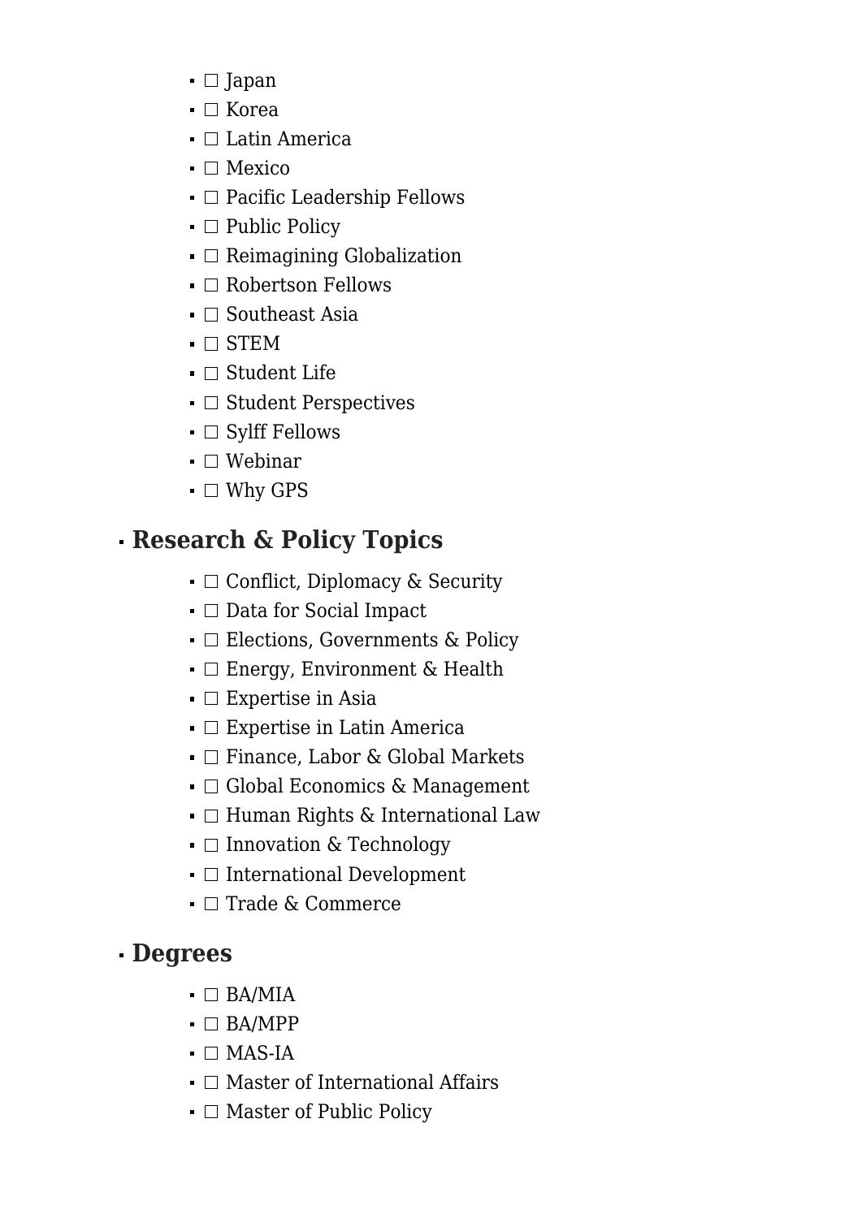- ☐ Japan
- ☐ Korea
- ☐ Latin America
- ☐ Mexico
- ☐ Pacific Leadership Fellows
- ☐ Public Policy
- ☐ Reimagining Globalization
- ☐ Robertson Fellows
- ☐ Southeast Asia
- ☐ STEM
- ☐ Student Life
- ☐ Student Perspectives
- ☐ Sylff Fellows
- ☐ Webinar
- ☐ Why GPS

- **Research & Policy Topics**
  - ☐ Conflict, Diplomacy & Security
  - ☐ Data for Social Impact
  - ☐ Elections, Governments & Policy
  - ☐ Energy, Environment & Health
  - ☐ Expertise in Asia
  - ☐ Expertise in Latin America
  - ☐ Finance, Labor & Global Markets
  - ☐ Global Economics & Management
  - ☐ Human Rights & International Law
  - ☐ Innovation & Technology
  - ☐ International Development
  - ☐ Trade & Commerce

- **Degrees**
  - ☐ BA/MIA
  - ☐ BA/MPP
  - ☐ MAS-IA
  - ☐ Master of International Affairs
  - ☐ Master of Public Policy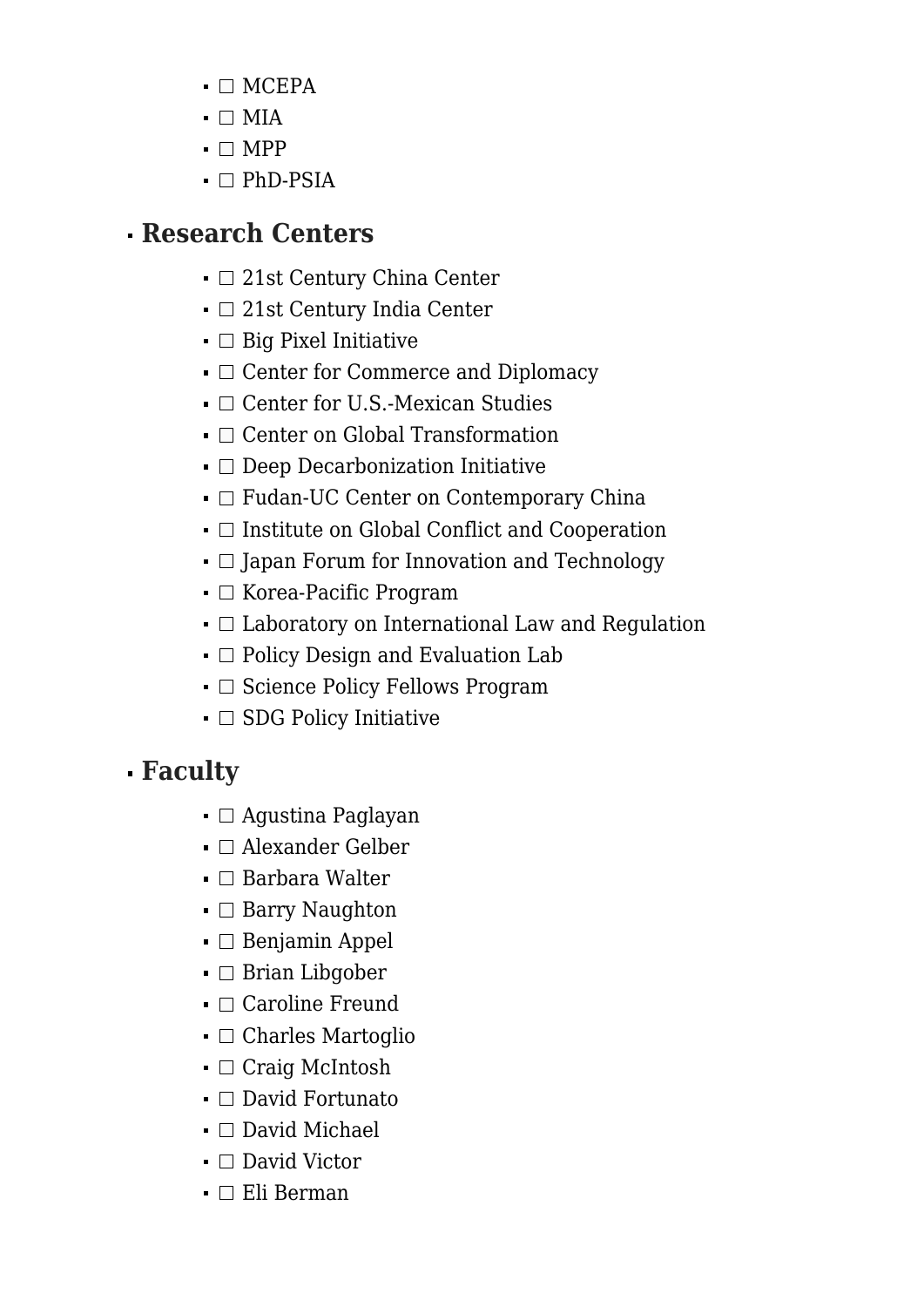- ☐ MCEPA
- ☐ MIA
- ☐ MPP
- ☐ PhD-PSIA

- **Research Centers**
  - ☐ 21st Century China Center
  - ☐ 21st Century India Center
  - ☐ Big Pixel Initiative
  - ☐ Center for Commerce and Diplomacy
  - ☐ Center for U.S.-Mexican Studies
  - ☐ Center on Global Transformation
  - ☐ Deep Decarbonization Initiative
  - ☐ Fudan-UC Center on Contemporary China
  - ☐ Institute on Global Conflict and Cooperation
  - ☐ Japan Forum for Innovation and Technology
  - ☐ Korea-Pacific Program
  - ☐ Laboratory on International Law and Regulation
  - ☐ Policy Design and Evaluation Lab
  - ☐ Science Policy Fellows Program
  - ☐ SDG Policy Initiative

- **Faculty**
  - ☐ Agustina Paglayan
  - ☐ Alexander Gelber
  - ☐ Barbara Walter
  - ☐ Barry Naughton
  - ☐ Benjamin Appel
  - ☐ Brian Libgober
  - ☐ Caroline Freund
  - ☐ Charles Martoglio
  - ☐ Craig McIntosh
  - ☐ David Fortunato
  - ☐ David Michael
  - ☐ David Victor
  - ☐ Eli Berman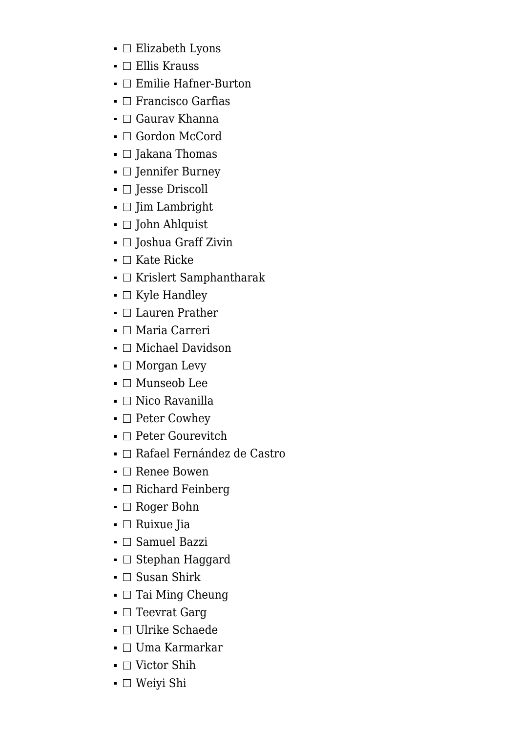- ☐ Elizabeth Lyons
- ☐ Ellis Krauss
- ☐ Emilie Hafner-Burton
- ☐ Francisco Garfias
- ☐ Gaurav Khanna
- ☐ Gordon McCord
- ☐ Jakana Thomas
- ☐ Jennifer Burney
- ☐ Jesse Driscoll
- ☐ Jim Lambright
- ☐ John Ahlquist
- ☐ Joshua Graff Zivin
- ☐ Kate Ricke
- ☐ Krislert Samphantharak
- ☐ Kyle Handley
- ☐ Lauren Prather
- ☐ Maria Carreri
- ☐ Michael Davidson
- ☐ Morgan Levy
- ☐ Munseob Lee
- ☐ Nico Ravanilla
- ☐ Peter Cowhey
- ☐ Peter Gourevitch
- ☐ Rafael Fernández de Castro
- ☐ Renee Bowen
- ☐ Richard Feinberg
- ☐ Roger Bohn
- ☐ Ruixue Jia
- ☐ Samuel Bazzi
- ☐ Stephan Haggard
- ☐ Susan Shirk
- ☐ Tai Ming Cheung
- ☐ Teevrat Garg
- ☐ Ulrike Schaede
- ☐ Uma Karmarkar
- ☐ Victor Shih
- ☐ Weiyi Shi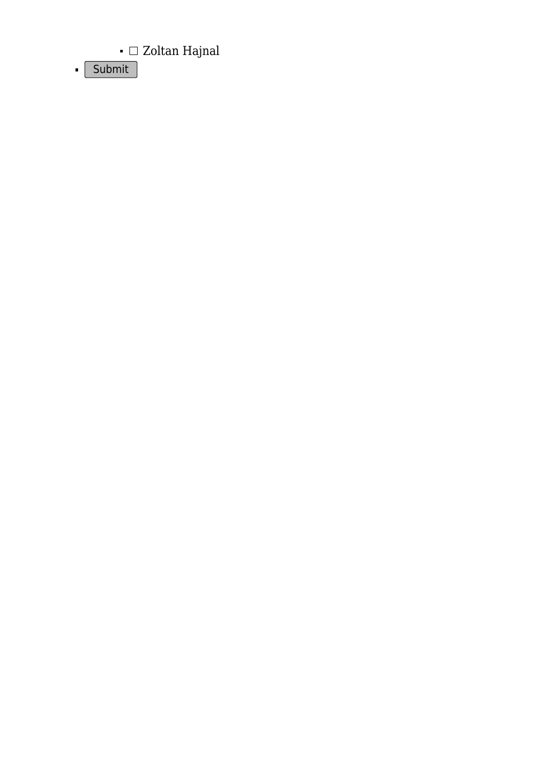- ☐ Zoltan Hajnal
- Submit